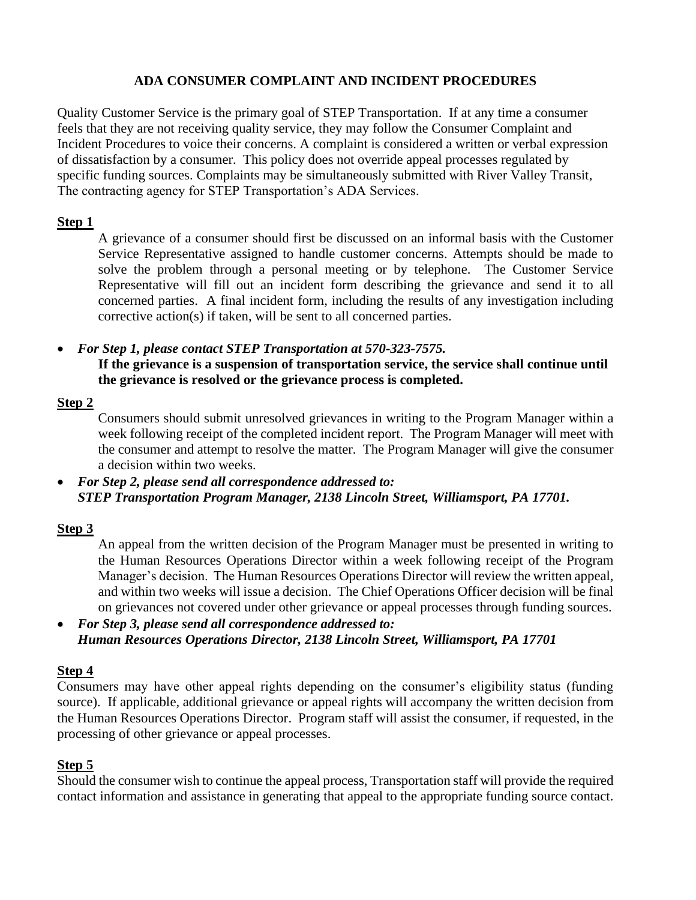# ADA CONSUMER COMPLAINT AND INCIDENT PROCEDURES

Quality Customer Service is the primary goal of STEP Transportation. If at any time a consumer feels that they are not receiving quality service, they may follow the Consumer Complaint and Incident Procedures to voice their concerns. A complaint is considered a written or verbal expression of dissatisfaction by a consumer. This policy does not override appeal processes regulated by specific funding sources. Complaints may be simultaneously submitted with River Valley Transit, The contracting agency for STEP Transportation's ADA Services.

**Step 1**

A grievance of a consumer should first be discussed on an informal basis with the Customer Service Representative assigned to handle customer concerns. Attempts should be made to solve the problem through a personal meeting or by telephone. The Customer Service Representative will fill out an incident form describing the grievance and send it to all concerned parties. A final incident form, including the results of any investigation including corrective action(s) if taken, will be sent to all concerned parties.

- ***For Step 1, please contact STEP Transportation at 570-323-7575.***
  **If the grievance is a suspension of transportation service, the service shall continue until the grievance is resolved or the grievance process is completed.**

**Step 2**

Consumers should submit unresolved grievances in writing to the Program Manager within a week following receipt of the completed incident report. The Program Manager will meet with the consumer and attempt to resolve the matter. The Program Manager will give the consumer a decision within two weeks.

- ***For Step 2, please send all correspondence addressed to:***
  ***STEP Transportation Program Manager, 2138 Lincoln Street, Williamsport, PA 17701.***

**Step 3**

An appeal from the written decision of the Program Manager must be presented in writing to the Human Resources Operations Director within a week following receipt of the Program Manager's decision. The Human Resources Operations Director will review the written appeal, and within two weeks will issue a decision. The Chief Operations Officer decision will be final on grievances not covered under other grievance or appeal processes through funding sources.

- ***For Step 3, please send all correspondence addressed to:***
  ***Human Resources Operations Director, 2138 Lincoln Street, Williamsport, PA 17701***

**Step 4**

Consumers may have other appeal rights depending on the consumer's eligibility status (funding source). If applicable, additional grievance or appeal rights will accompany the written decision from the Human Resources Operations Director. Program staff will assist the consumer, if requested, in the processing of other grievance or appeal processes.

**Step 5**

Should the consumer wish to continue the appeal process, Transportation staff will provide the required contact information and assistance in generating that appeal to the appropriate funding source contact.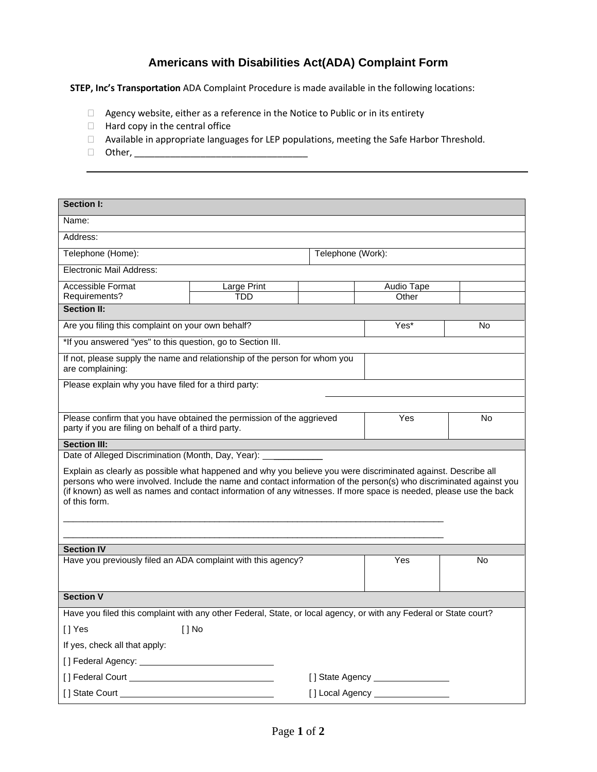# Americans with Disabilities Act(ADA) Complaint Form

**STEP, Inc's Transportation** ADA Complaint Procedure is made available in the following locations:

- Agency website, either as a reference in the Notice to Public or in its entirety
- Hard copy in the central office
- Available in appropriate languages for LEP populations, meeting the Safe Harbor Threshold.
- Other, ___________________________________

---

| **Section I:** | | | | |
|---|---|---|---|---|
| Name: | | | | |
| Address: | | | | |
| Telephone (Home): | | Telephone (Work): | | |
| Electronic Mail Address: | | | | |
| Accessible Format Requirements? | Large Print | | Audio Tape | |
| | TDD | | Other | |

| **Section II:** | | |
|---|---|---|
| Are you filing this complaint on your own behalf? | Yes* | No |
| *If you answered "yes" to this question, go to Section III. | | |
| If not, please supply the name and relationship of the person for whom you are complaining: | | |
| Please explain why you have filed for a third party: | | |
| Please confirm that you have obtained the permission of the aggrieved party if you are filing on behalf of a third party. | Yes | No |

**Section III:**

Date of Alleged Discrimination (Month, Day, Year): ___________

Explain as clearly as possible what happened and why you believe you were discriminated against. Describe all persons who were involved. Include the name and contact information of the person(s) who discriminated against you (if known) as well as names and contact information of any witnesses. If more space is needed, please use the back of this form.

_______________________________________________________________________________

_______________________________________________________________________________

| **Section IV** | | |
|---|---|---|
| Have you previously filed an ADA complaint with this agency? | Yes | No |

**Section V**

Have you filed this complaint with any other Federal, State, or local agency, or with any Federal or State court?

[ ] Yes [ ] No

If yes, check all that apply:

[ ] Federal Agency: ___________________________

[ ] Federal Court ___________________________ [ ] State Agency _______________

[ ] State Court ___________________________ [ ] Local Agency _______________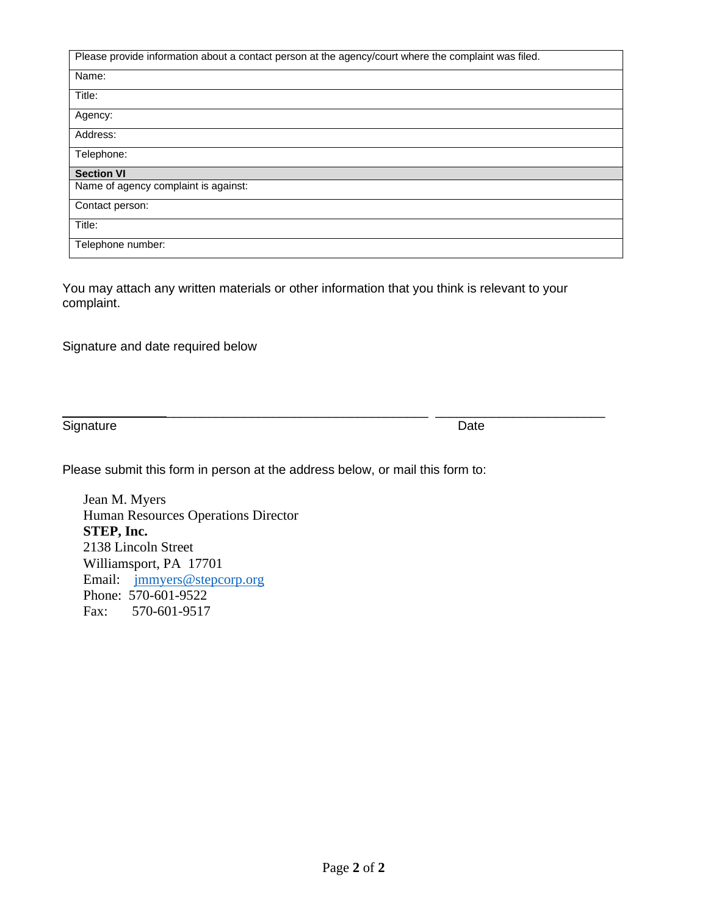| Please provide information about a contact person at the agency/court where the complaint was filed. |
| --- |
| Name: |
| Title: |
| Agency: |
| Address: |
| Telephone: |
| **Section VI** |
| Name of agency complaint is against: |
| Contact person: |
| Title: |
| Telephone number: |

You may attach any written materials or other information that you think is relevant to your complaint.

Signature and date required below

_______________________________________________ ________________________

Signature Date

Please submit this form in person at the address below, or mail this form to:

Jean M. Myers
Human Resources Operations Director
**STEP, Inc.**
2138 Lincoln Street
Williamsport, PA 17701
Email: jmmyers@stepcorp.org
Phone: 570-601-9522
Fax: 570-601-9517